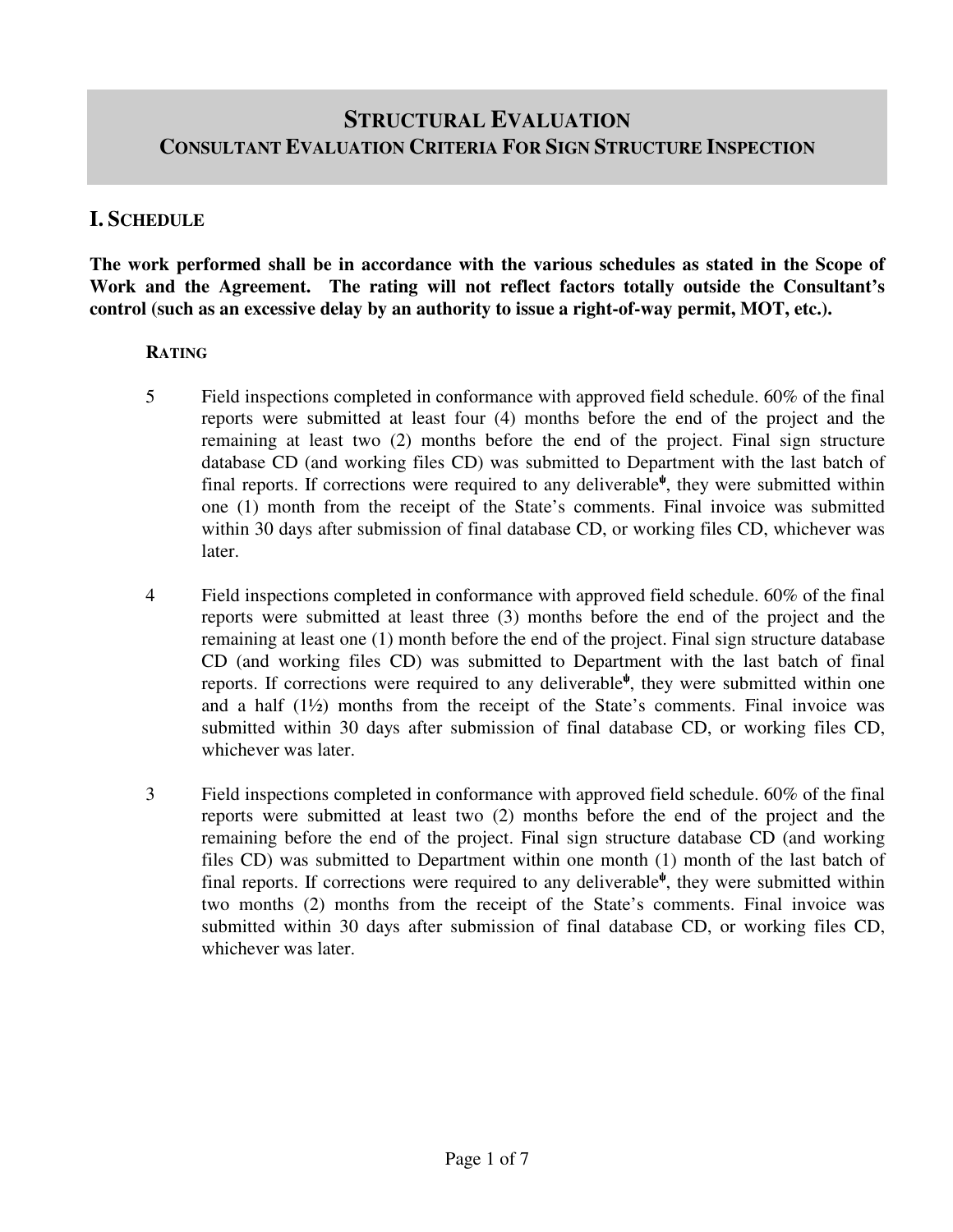# STRUCTURAL EVALUATION

## CONSULTANT EVALUATION CRITERIA FOR SIGN STRUCTURE INSPECTION

## I. SCHEDULE

**The work performed shall be in accordance with the various schedules as stated in the Scope of Work and the Agreement. The rating will not reflect factors totally outside the Consultant's control (such as an excessive delay by an authority to issue a right-of-way permit, MOT, etc.).**

### RATING

5 Field inspections completed in conformance with approved field schedule. 60% of the final reports were submitted at least four (4) months before the end of the project and the remaining at least two (2) months before the end of the project. Final sign structure database CD (and working files CD) was submitted to Department with the last batch of final reports. If corrections were required to any deliverable[ψ], they were submitted within one (1) month from the receipt of the State's comments. Final invoice was submitted within 30 days after submission of final database CD, or working files CD, whichever was later.

4 Field inspections completed in conformance with approved field schedule. 60% of the final reports were submitted at least three (3) months before the end of the project and the remaining at least one (1) month before the end of the project. Final sign structure database CD (and working files CD) was submitted to Department with the last batch of final reports. If corrections were required to any deliverable[ψ], they were submitted within one and a half (1½) months from the receipt of the State's comments. Final invoice was submitted within 30 days after submission of final database CD, or working files CD, whichever was later.

3 Field inspections completed in conformance with approved field schedule. 60% of the final reports were submitted at least two (2) months before the end of the project and the remaining before the end of the project. Final sign structure database CD (and working files CD) was submitted to Department within one month (1) month of the last batch of final reports. If corrections were required to any deliverable[ψ], they were submitted within two months (2) months from the receipt of the State's comments. Final invoice was submitted within 30 days after submission of final database CD, or working files CD, whichever was later.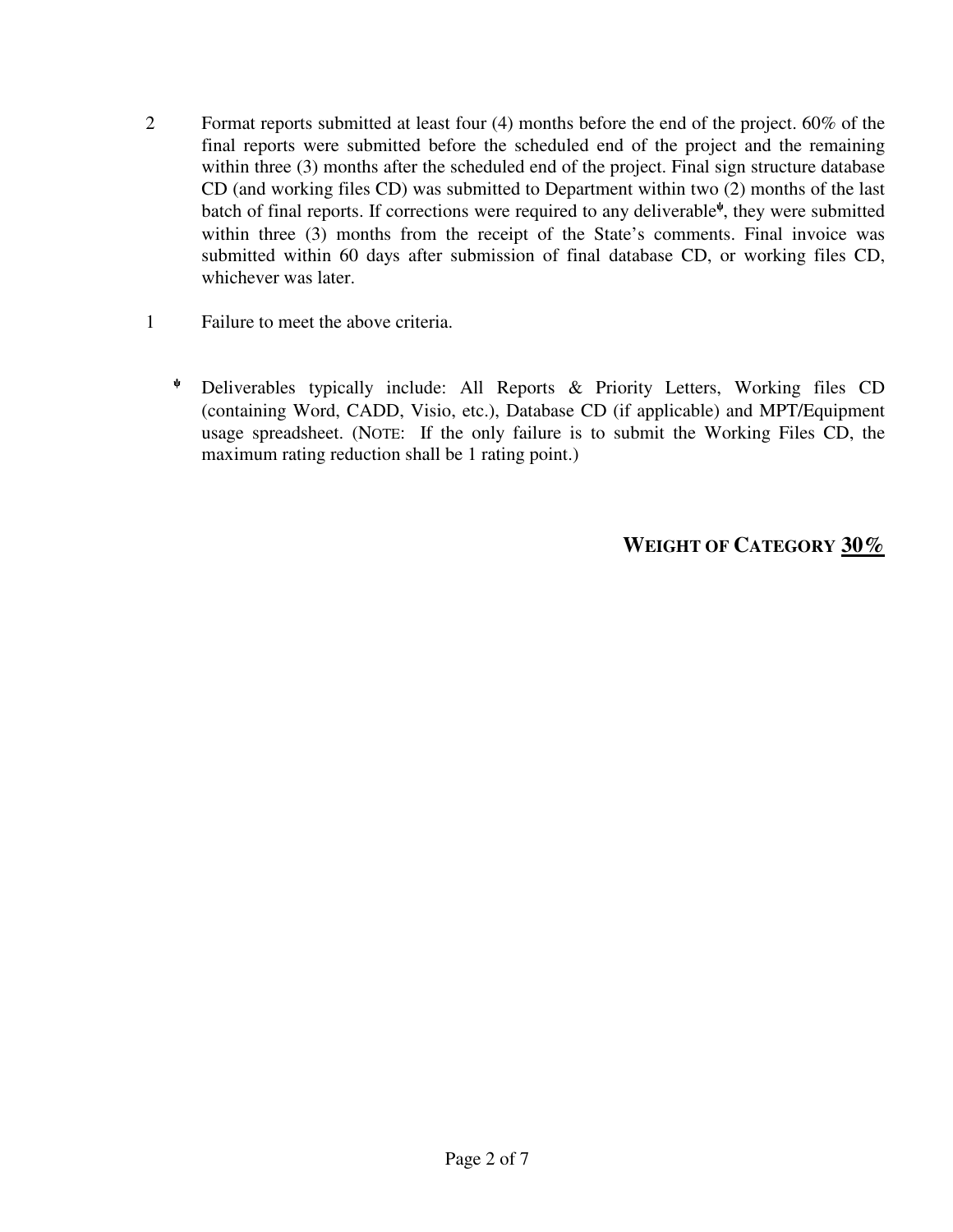2 Format reports submitted at least four (4) months before the end of the project. 60% of the final reports were submitted before the scheduled end of the project and the remaining within three (3) months after the scheduled end of the project. Final sign structure database CD (and working files CD) was submitted to Department within two (2) months of the last batch of final reports. If corrections were required to any deliverable[ψ], they were submitted within three (3) months from the receipt of the State's comments. Final invoice was submitted within 60 days after submission of final database CD, or working files CD, whichever was later.

1 Failure to meet the above criteria.

[ψ] Deliverables typically include: All Reports & Priority Letters, Working files CD (containing Word, CADD, Visio, etc.), Database CD (if applicable) and MPT/Equipment usage spreadsheet. (NOTE: If the only failure is to submit the Working Files CD, the maximum rating reduction shall be 1 rating point.)

**WEIGHT OF CATEGORY <u>30%</u>**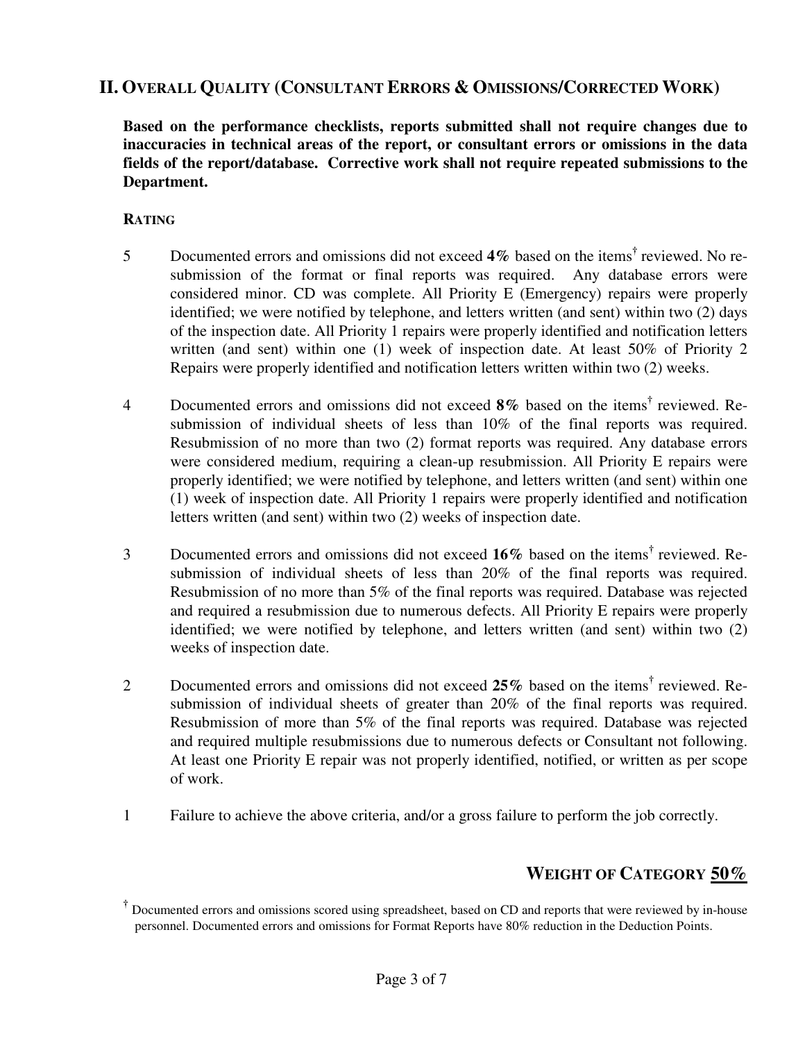## II. Overall Quality (Consultant Errors & Omissions/Corrected Work)

**Based on the performance checklists, reports submitted shall not require changes due to inaccuracies in technical areas of the report, or consultant errors or omissions in the data fields of the report/database. Corrective work shall not require repeated submissions to the Department.**

**Rating**

5 Documented errors and omissions did not exceed **4%** based on the items[†] reviewed. No re-submission of the format or final reports was required. Any database errors were considered minor. CD was complete. All Priority E (Emergency) repairs were properly identified; we were notified by telephone, and letters written (and sent) within two (2) days of the inspection date. All Priority 1 repairs were properly identified and notification letters written (and sent) within one (1) week of inspection date. At least 50% of Priority 2 Repairs were properly identified and notification letters written within two (2) weeks.

4 Documented errors and omissions did not exceed **8%** based on the items[†] reviewed. Re-submission of individual sheets of less than 10% of the final reports was required. Resubmission of no more than two (2) format reports was required. Any database errors were considered medium, requiring a clean-up resubmission. All Priority E repairs were properly identified; we were notified by telephone, and letters written (and sent) within one (1) week of inspection date. All Priority 1 repairs were properly identified and notification letters written (and sent) within two (2) weeks of inspection date.

3 Documented errors and omissions did not exceed **16%** based on the items[†] reviewed. Re-submission of individual sheets of less than 20% of the final reports was required. Resubmission of no more than 5% of the final reports was required. Database was rejected and required a resubmission due to numerous defects. All Priority E repairs were properly identified; we were notified by telephone, and letters written (and sent) within two (2) weeks of inspection date.

2 Documented errors and omissions did not exceed **25%** based on the items[†] reviewed. Re-submission of individual sheets of greater than 20% of the final reports was required. Resubmission of more than 5% of the final reports was required. Database was rejected and required multiple resubmissions due to numerous defects or Consultant not following. At least one Priority E repair was not properly identified, notified, or written as per scope of work.

1 Failure to achieve the above criteria, and/or a gross failure to perform the job correctly.

**Weight of Category 50%**

[†] Documented errors and omissions scored using spreadsheet, based on CD and reports that were reviewed by in-house personnel. Documented errors and omissions for Format Reports have 80% reduction in the Deduction Points.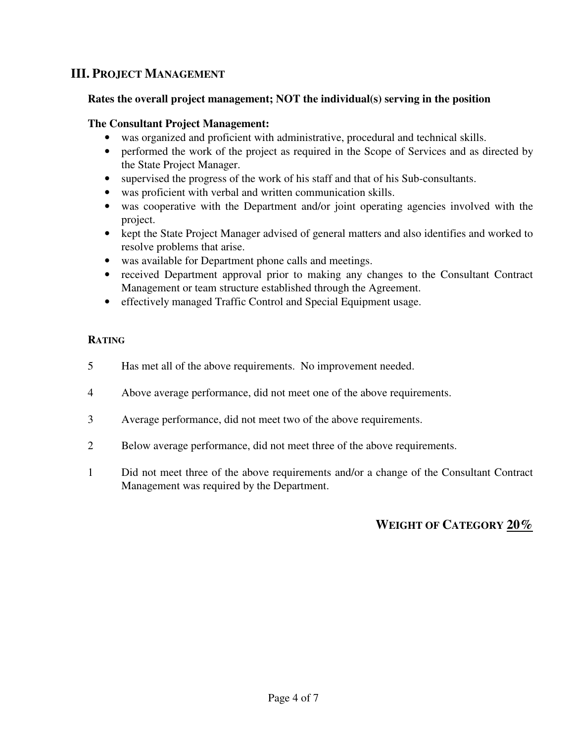## III. PROJECT MANAGEMENT

**Rates the overall project management; NOT the individual(s) serving in the position**

**The Consultant Project Management:**

- was organized and proficient with administrative, procedural and technical skills.
- performed the work of the project as required in the Scope of Services and as directed by the State Project Manager.
- supervised the progress of the work of his staff and that of his Sub-consultants.
- was proficient with verbal and written communication skills.
- was cooperative with the Department and/or joint operating agencies involved with the project.
- kept the State Project Manager advised of general matters and also identifies and worked to resolve problems that arise.
- was available for Department phone calls and meetings.
- received Department approval prior to making any changes to the Consultant Contract Management or team structure established through the Agreement.
- effectively managed Traffic Control and Special Equipment usage.

**RATING**

5 Has met all of the above requirements. No improvement needed.

4 Above average performance, did not meet one of the above requirements.

3 Average performance, did not meet two of the above requirements.

2 Below average performance, did not meet three of the above requirements.

1 Did not meet three of the above requirements and/or a change of the Consultant Contract Management was required by the Department.

**WEIGHT OF CATEGORY 20%**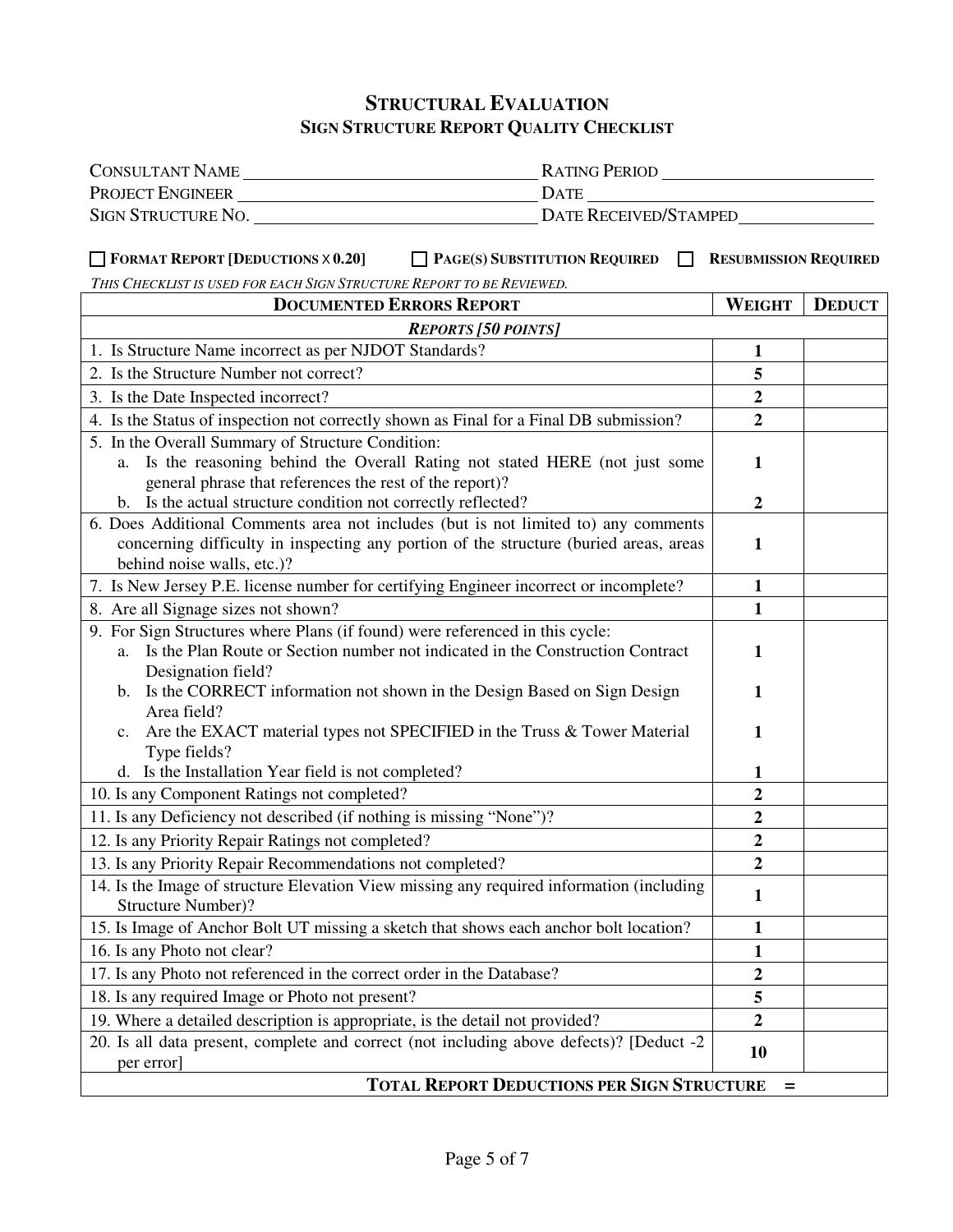# STRUCTURAL EVALUATION
## SIGN STRUCTURE REPORT QUALITY CHECKLIST

CONSULTANT NAME ______________________ RATING PERIOD ______________________

PROJECT ENGINEER ______________________ DATE ______________________

SIGN STRUCTURE NO. ______________________ DATE RECEIVED/STAMPED ______________________

☐ **FORMAT REPORT [DEDUCTIONS X 0.20]** ☐ **PAGE(S) SUBSTITUTION REQUIRED** ☐ **RESUBMISSION REQUIRED**

*THIS CHECKLIST IS USED FOR EACH SIGN STRUCTURE REPORT TO BE REVIEWED.*

| **DOCUMENTED ERRORS REPORT** | **WEIGHT** | **DEDUCT** |
|---|---|---|
| ***REPORTS [50 POINTS]*** | | |
| 1. Is Structure Name incorrect as per NJDOT Standards? | **1** | |
| 2. Is the Structure Number not correct? | **5** | |
| 3. Is the Date Inspected incorrect? | **2** | |
| 4. Is the Status of inspection not correctly shown as Final for a Final DB submission? | **2** | |
| 5. In the Overall Summary of Structure Condition: | | |
| a. Is the reasoning behind the Overall Rating not stated HERE (not just some general phrase that references the rest of the report)? | **1** | |
| b. Is the actual structure condition not correctly reflected? | **2** | |
| 6. Does Additional Comments area not includes (but is not limited to) any comments concerning difficulty in inspecting any portion of the structure (buried areas, areas behind noise walls, etc.)? | **1** | |
| 7. Is New Jersey P.E. license number for certifying Engineer incorrect or incomplete? | **1** | |
| 8. Are all Signage sizes not shown? | **1** | |
| 9. For Sign Structures where Plans (if found) were referenced in this cycle: | | |
| a. Is the Plan Route or Section number not indicated in the Construction Contract Designation field? | **1** | |
| b. Is the CORRECT information not shown in the Design Based on Sign Design Area field? | **1** | |
| c. Are the EXACT material types not SPECIFIED in the Truss & Tower Material Type fields? | **1** | |
| d. Is the Installation Year field is not completed? | **1** | |
| 10. Is any Component Ratings not completed? | **2** | |
| 11. Is any Deficiency not described (if nothing is missing "None")? | **2** | |
| 12. Is any Priority Repair Ratings not completed? | **2** | |
| 13. Is any Priority Repair Recommendations not completed? | **2** | |
| 14. Is the Image of structure Elevation View missing any required information (including Structure Number)? | **1** | |
| 15. Is Image of Anchor Bolt UT missing a sketch that shows each anchor bolt location? | **1** | |
| 16. Is any Photo not clear? | **1** | |
| 17. Is any Photo not referenced in the correct order in the Database? | **2** | |
| 18. Is any required Image or Photo not present? | **5** | |
| 19. Where a detailed description is appropriate, is the detail not provided? | **2** | |
| 20. Is all data present, complete and correct (not including above defects)? [Deduct -2 per error] | **10** | |
| **TOTAL REPORT DEDUCTIONS PER SIGN STRUCTURE =** | | |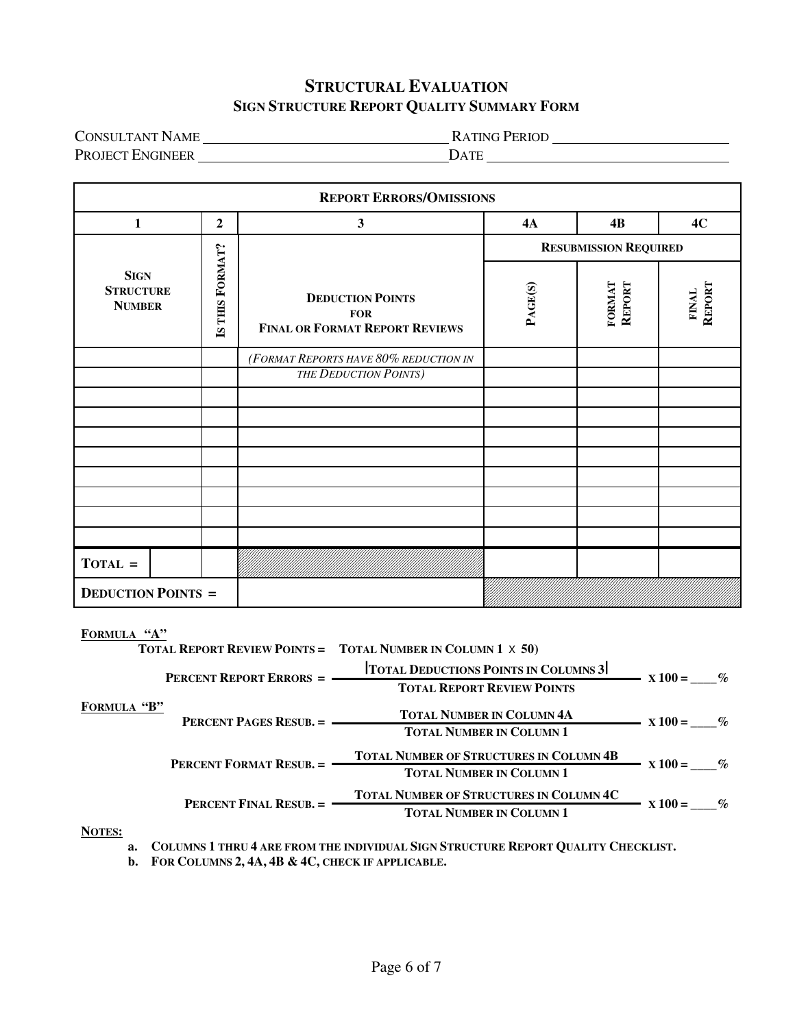# STRUCTURAL EVALUATION
## SIGN STRUCTURE REPORT QUALITY SUMMARY FORM

CONSULTANT NAME ________________________________ RATING PERIOD ______________________

PROJECT ENGINEER ________________________________ DATE ________________________________

| REPORT ERRORS/OMISSIONS | | | | | |
|---|---|---|---|---|---|
| **1** | **2** | **3** | **4A** | **4B** | **4C** |
| | | | **RESUBMISSION REQUIRED** | | |
| **SIGN STRUCTURE NUMBER** | **IS THIS FORMAT?** | **DEDUCTION POINTS FOR FINAL OR FORMAT REPORT REVIEWS** | **PAGE(S)** | **FORMAT REPORT** | **FINAL REPORT** |
| | | *(FORMAT REPORTS HAVE 80% REDUCTION IN THE DEDUCTION POINTS)* | | | |
| | | | | | |
| | | | | | |
| | | | | | |
| | | | | | |
| | | | | | |
| | | | | | |
| | | | | | |
| | | | | | |
| | | | | | |
| **TOTAL =** | | | | | |
| **DEDUCTION POINTS =** | | | | | |

**FORMULA "A"**

**TOTAL REPORT REVIEW POINTS = TOTAL NUMBER IN COLUMN 1 X 50)**

$$\textbf{PERCENT REPORT ERRORS} = \frac{|\text{TOTAL DEDUCTIONS POINTS IN COLUMNS 3}|}{\text{TOTAL REPORT REVIEW POINTS}} \times 100 = \_\_\_\%$$

**FORMULA "B"**

$$\textbf{PERCENT PAGES RESUB.} = \frac{\text{TOTAL NUMBER IN COLUMN 4A}}{\text{TOTAL NUMBER IN COLUMN 1}} \times 100 = \_\_\_\%$$

$$\textbf{PERCENT FORMAT RESUB.} = \frac{\text{TOTAL NUMBER OF STRUCTURES IN COLUMN 4B}}{\text{TOTAL NUMBER IN COLUMN 1}} \times 100 = \_\_\_\%$$

$$\textbf{PERCENT FINAL RESUB.} = \frac{\text{TOTAL NUMBER OF STRUCTURES IN COLUMN 4C}}{\text{TOTAL NUMBER IN COLUMN 1}} \times 100 = \_\_\_\%$$

**NOTES:**

a. **COLUMNS 1 THRU 4 ARE FROM THE INDIVIDUAL SIGN STRUCTURE REPORT QUALITY CHECKLIST.**

b. **FOR COLUMNS 2, 4A, 4B & 4C, CHECK IF APPLICABLE.**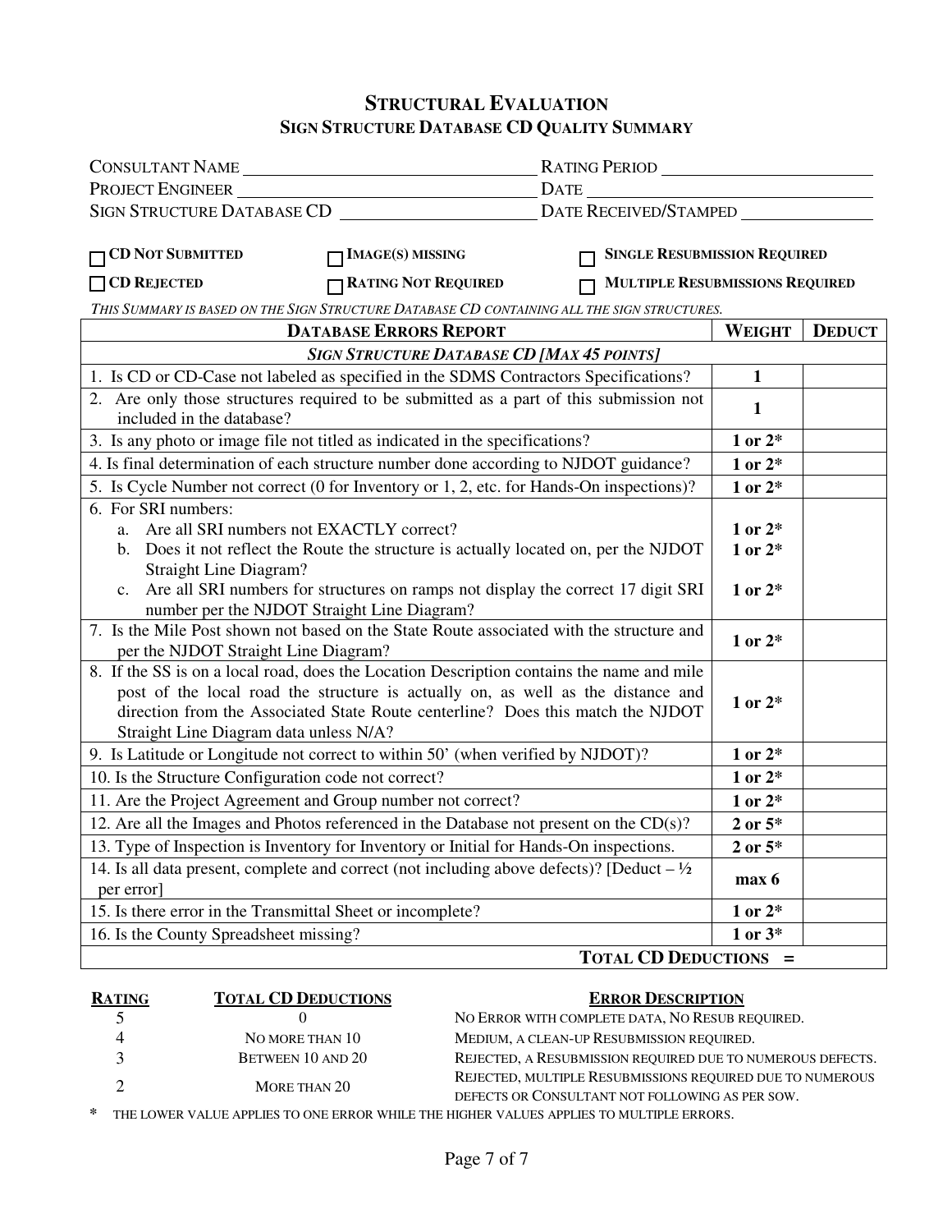## STRUCTURAL EVALUATION
### SIGN STRUCTURE DATABASE CD QUALITY SUMMARY

CONSULTANT NAME ______________________ RATING PERIOD ______________________

PROJECT ENGINEER ______________________ DATE ______________________

SIGN STRUCTURE DATABASE CD ______________________ DATE RECEIVED/STAMPED ______________________

☐ **CD NOT SUBMITTED** ☐ **IMAGE(S) MISSING** ☐ **SINGLE RESUBMISSION REQUIRED**

☐ **CD REJECTED** ☐ **RATING NOT REQUIRED** ☐ **MULTIPLE RESUBMISSIONS REQUIRED**

*THIS SUMMARY IS BASED ON THE SIGN STRUCTURE DATABASE CD CONTAINING ALL THE SIGN STRUCTURES.*

| **DATABASE ERRORS REPORT** | **WEIGHT** | **DEDUCT** |
|---|---|---|
| ***SIGN STRUCTURE DATABASE CD [MAX 45 POINTS]*** | | |
| 1. Is CD or CD-Case not labeled as specified in the SDMS Contractors Specifications? | **1** | |
| 2. Are only those structures required to be submitted as a part of this submission not included in the database? | **1** | |
| 3. Is any photo or image file not titled as indicated in the specifications? | **1 or 2*** | |
| 4. Is final determination of each structure number done according to NJDOT guidance? | **1 or 2*** | |
| 5. Is Cycle Number not correct (0 for Inventory or 1, 2, etc. for Hands-On inspections)? | **1 or 2*** | |
| 6. For SRI numbers: | | |
| a. Are all SRI numbers not EXACTLY correct? | **1 or 2*** | |
| b. Does it not reflect the Route the structure is actually located on, per the NJDOT Straight Line Diagram? | **1 or 2*** | |
| c. Are all SRI numbers for structures on ramps not display the correct 17 digit SRI number per the NJDOT Straight Line Diagram? | **1 or 2*** | |
| 7. Is the Mile Post shown not based on the State Route associated with the structure and per the NJDOT Straight Line Diagram? | **1 or 2*** | |
| 8. If the SS is on a local road, does the Location Description contains the name and mile post of the local road the structure is actually on, as well as the distance and direction from the Associated State Route centerline? Does this match the NJDOT Straight Line Diagram data unless N/A? | **1 or 2*** | |
| 9. Is Latitude or Longitude not correct to within 50' (when verified by NJDOT)? | **1 or 2*** | |
| 10. Is the Structure Configuration code not correct? | **1 or 2*** | |
| 11. Are the Project Agreement and Group number not correct? | **1 or 2*** | |
| 12. Are all the Images and Photos referenced in the Database not present on the CD(s)? | **2 or 5*** | |
| 13. Type of Inspection is Inventory for Inventory or Initial for Hands-On inspections. | **2 or 5*** | |
| 14. Is all data present, complete and correct (not including above defects)? [Deduct – ½ per error] | **max 6** | |
| 15. Is there error in the Transmittal Sheet or incomplete? | **1 or 2*** | |
| 16. Is the County Spreadsheet missing? | **1 or 3*** | |
| **TOTAL CD DEDUCTIONS =** | | |

| **RATING** | **TOTAL CD DEDUCTIONS** | **ERROR DESCRIPTION** |
|---|---|---|
| 5 | 0 | NO ERROR WITH COMPLETE DATA, NO RESUB REQUIRED. |
| 4 | NO MORE THAN 10 | MEDIUM, A CLEAN-UP RESUBMISSION REQUIRED. |
| 3 | BETWEEN 10 AND 20 | REJECTED, A RESUBMISSION REQUIRED DUE TO NUMEROUS DEFECTS. |
| 2 | MORE THAN 20 | REJECTED, MULTIPLE RESUBMISSIONS REQUIRED DUE TO NUMEROUS DEFECTS OR CONSULTANT NOT FOLLOWING AS PER SOW. |

\* THE LOWER VALUE APPLIES TO ONE ERROR WHILE THE HIGHER VALUES APPLIES TO MULTIPLE ERRORS.